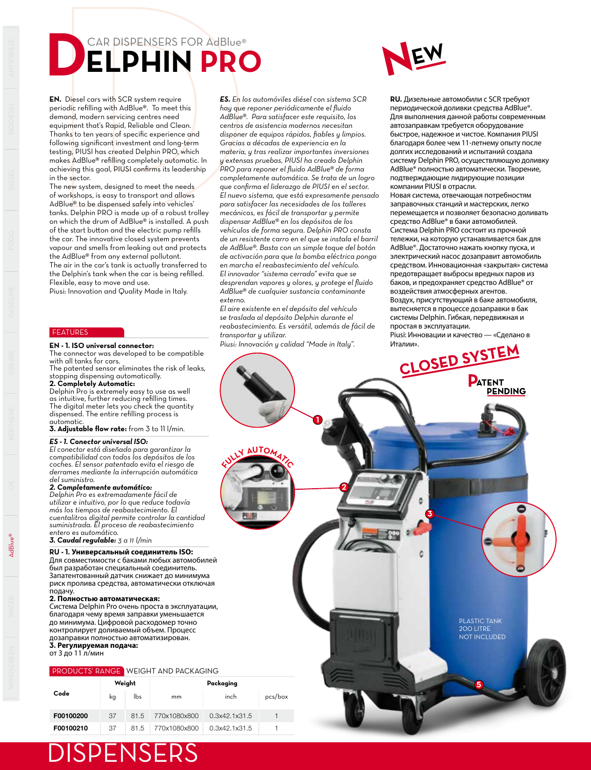# DELPHIN PRO

CAR DISPENSERS FOR AdBlue®

NEW

**EN.** Diesel cars with SCR system require periodic refilling with AdBlue®. To meet this demand, modern servicing centres need equipment that's Rapid, Reliable and Clean. Thanks to ten years of specific experience and following significant investment and long-term testing, PIUSI has created Delphin PRO, which makes AdBlue® refilling completely automatic. In achieving this goal, PIUSI confirms its leadership in the sector.
The new system, designed to meet the needs of workshops, is easy to transport and allows AdBlue® to be dispensed safely into vehicles' tanks. Delphin PRO is made up of a robust trolley on which the drum of AdBlue® is installed. A push of the start button and the electric pump refills the car. The innovative closed system prevents vapour and smells from leaking out and protects the AdBlue® from any external pollutant.
The air in the car's tank is actually transferred to the Delphin's tank when the car is being refilled. Flexible, easy to move and use.
Piusi: Innovation and Quality Made in Italy.

***ES.*** *En los automóviles diésel con sistema SCR hay que reponer periódicamente el fluido AdBlue®. Para satisfacer este requisito, los centros de asistencia modernos necesitan disponer de equipos rápidos, fiables y limpios. Gracias a décadas de experiencia en la materia, y tras realizar importantes inversiones y extensas pruebas, PIUSI ha creado Delphin PRO para reponer el fluido AdBlue® de forma completamente automática. Se trata de un logro que confirma el liderazgo de PIUSI en el sector.*
*El nuevo sistema, que está expresamente pensado para satisfacer las necesidades de los talleres mecánicos, es fácil de transportar y permite dispensar AdBlue® en los depósitos de los vehículos de forma segura. Delphin PRO consta de un resistente carro en el que se instala el barril de AdBlue®. Basta con un simple toque del botón de activación para que la bomba eléctrica ponga en marcha el reabastecimiento del vehículo.*
*El innovador "sistema cerrado" evita que se desprendan vapores y olores, y protege el fluido AdBlue® de cualquier sustancia contaminante externo.*
*El aire existente en el depósito del vehículo se traslada al depósito Delphin durante el reabastecimiento. Es versátil, además de fácil de transportar y utilizar.*
*Piusi: Innovación y calidad "Made in Italy".*

**RU.** Дизельные автомобили с SCR требуют периодической доливки средства AdBlue®. Для выполнения данной работы современным автозаправкам требуется оборудование быстрое, надежное и чистое. Компания PIUSI благодаря более чем 11-летнему опыту после долгих исследований и испытаний создала систему Delphin PRO, осуществляющую доливку AdBlue® полностью автоматически. Творение, подтверждающие лидирующие позиции компании PIUSI в отрасли.
Новая система, отвечающая потребностям заправочных станций и мастерских, легко перемещается и позволяет безопасно доливать средство AdBlue® в баки автомобилей. Система Delphin PRO состоит из прочной тележки, на которую устанавливается бак для AdBlue®. Достаточно нажать кнопку пуска, и электрический насос дозаправит автомобиль средством. Инновационная «закрытая» система предотвращает выбросы вредных паров из баков, и предохраняет средство AdBlue® от воздействия атмосферных агентов.
Воздух, присутствующий в баке автомобиля, вытесняется в процессе дозаправки в бак системы Delphin. Гибкая, передвижная и простая в эксплуатации.
Piusi: Инновации и качество — «Сделано в Италии».

CLOSED SYSTEM

PATENT PENDING

FULLY AUTOMATIC

PLASTIC TANK 200 LITRE NOT INCLUDED

## FEATURES

**EN - 1. ISO universal connector:**
The connector was developed to be compatible with all tanks for cars.
The patented sensor eliminates the risk of leaks, stopping dispensing automatically.
**2. Completely Automatic:**
Delphin Pro is extremely easy to use as well as intuitive, further reducing refilling times. The digital meter lets you check the quantity dispensed. The entire refilling process is automatic.
**3. Adjustable flow rate:** from 3 to 11 l/min.

***ES - 1. Conector universal ISO:***
*El conector está diseñado para garantizar la compatibilidad con todos los depósitos de los coches. El sensor patentado evita el riesgo de derrames mediante la interrupción automática del suministro.*
***2. Completamente automático:***
*Delphin Pro es extremadamente fácil de utilizar e intuitivo, por lo que reduce todavía más los tiempos de reabastecimiento. El cuentalitros digital permite controlar la cantidad suministrada. El proceso de reabastecimiento entero es automático.*
***3. Caudal regulable:*** *3 a 11 l/min*

**RU - 1. Универсальный соединитель ISO:**
Для совместимости с баками любых автомобилей был разработан специальный соединитель. Запатентованный датчик снижает до минимума риск пролива средства, автоматически отключая подачу.
**2. Полностью автоматическая:**
Система Delphin Pro очень проста в эксплуатации, благодаря чему время заправки уменьшается до минимума. Цифровой расходомер точно контролирует доливаемый объем. Процесс дозаправки полностью автоматизирован.
**3. Регулируемая подача:**
от 3 до 11 л/мин

## PRODUCTS' RANGE WEIGHT AND PACKAGING

| Code | Weight | | Packaging | | |
|---|---|---|---|---|---|
| | kg | lbs | mm | inch | pcs/box |
| F00100200 | 37 | 81.5 | 770x1080x800 | 0.3x42.1x31.5 | 1 |
| F00100210 | 37 | 81.5 | 770x1080x800 | 0.3x42.1x31.5 | 1 |

DISPENSERS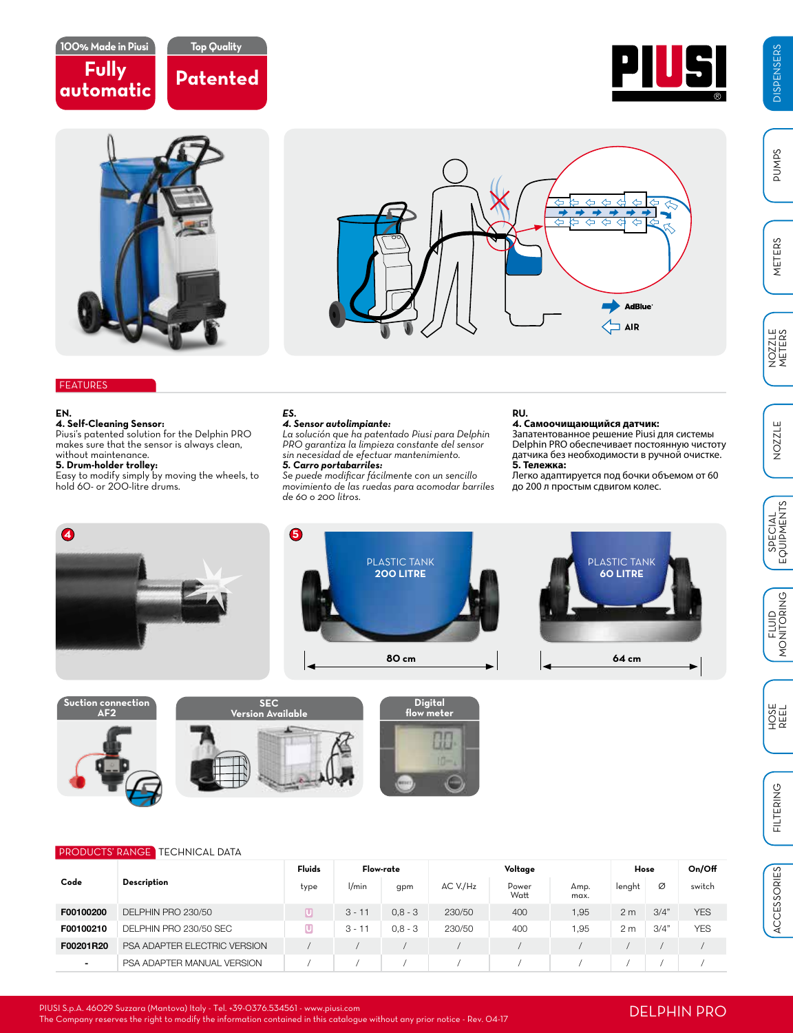100% Made in Piusi

**Fully automatic**

Top Quality

**Patented**

AdBlue

AIR

## FEATURES

**EN.**

**4. Self-Cleaning Sensor:**
Piusi's patented solution for the Delphin PRO makes sure the sensor is always clean, without maintenance.

**5. Drum-holder trolley:**
Easy to modify simply by moving the wheels, to hold 60- or 200-litre drums.

***ES.***

***4. Sensor autolimpiante:***
*La solución que ha patentado Piusi para Delphin PRO garantiza la limpieza constante del sensor sin necesidad de efectuar mantenimiento.*

***5. Carro portabarriles:***
*Se puede modificar fácilmente con un sencillo movimiento de las ruedas para acomodar barriles de 60 o 200 litros.*

**RU.**

**4. Самоочищающийся датчик:**
Запатентованное решение Piusi для системы Delphin PRO обеспечивает постоянную чистоту датчика без необходимости в ручной очистке.

**5. Тележка:**
Легко адаптируется под бочки объемом от 60 до 200 л простым сдвигом колес.

4

5

PLASTIC TANK **200 LITRE**

80 cm

PLASTIC TANK **60 LITRE**

64 cm

**Suction connection AF2**

**SEC Version Available**

**Digital flow meter**

## PRODUCTS' RANGE TECHNICAL DATA

| Code | Description | Fluids | Flow-rate | | Voltage | | | Hose | | On/Off |
|---|---|---|---|---|---|---|---|---|---|---|
| | | type | l/min | gpm | AC V./Hz | Power Watt | Amp. max. | lenght | Ø | switch |
| **F00100200** | DELPHIN PRO 230/50 | U | 3 - 11 | 0,8 - 3 | 230/50 | 400 | 1,95 | 2 m | 3/4" | YES |
| **F00100210** | DELPHIN PRO 230/50 SEC | U | 3 - 11 | 0,8 - 3 | 230/50 | 400 | 1,95 | 2 m | 3/4" | YES |
| **F00201R20** | PSA ADAPTER ELECTRIC VERSION | / | / | / | / | / | / | / | / | / |
| - | PSA ADAPTER MANUAL VERSION | / | / | / | / | / | / | / | / | / |

PIUSI S.p.A. 46029 Suzzara (Mantova) Italy - Tel. +39-0376.534561 - www.piusi.com
The Company reserves the right to modify the information contained in this catalogue without any prior notice - Rev. 04-17